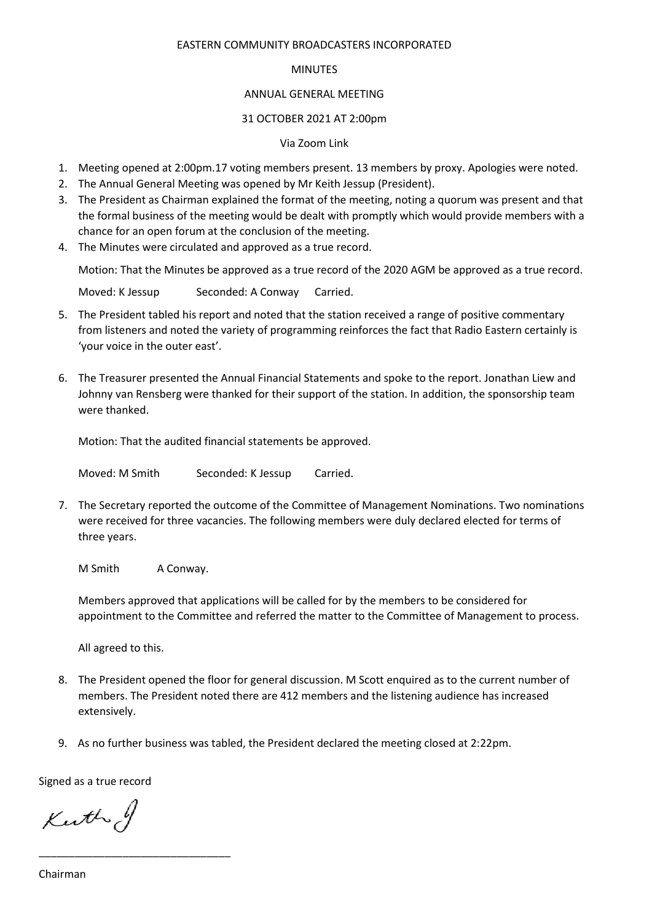EASTERN COMMUNITY BROADCASTERS INCORPORATED

MINUTES

ANNUAL GENERAL MEETING

31 OCTOBER 2021 AT 2:00pm

Via Zoom Link

1. Meeting opened at 2:00pm.17 voting members present. 13 members by proxy. Apologies were noted.
2. The Annual General Meeting was opened by Mr Keith Jessup (President).
3. The President as Chairman explained the format of the meeting, noting a quorum was present and that the formal business of the meeting would be dealt with promptly which would provide members with a chance for an open forum at the conclusion of the meeting.
4. The Minutes were circulated and approved as a true record.

   Motion: That the Minutes be approved as a true record of the 2020 AGM be approved as a true record.

   Moved: K Jessup   Seconded: A Conway   Carried.

5. The President tabled his report and noted that the station received a range of positive commentary from listeners and noted the variety of programming reinforces the fact that Radio Eastern certainly is 'your voice in the outer east'.

6. The Treasurer presented the Annual Financial Statements and spoke to the report. Jonathan Liew and Johnny van Rensberg were thanked for their support of the station. In addition, the sponsorship team were thanked.

   Motion: That the audited financial statements be approved.

   Moved: M Smith   Seconded: K Jessup   Carried.

7. The Secretary reported the outcome of the Committee of Management Nominations. Two nominations were received for three vacancies. The following members were duly declared elected for terms of three years.

   M Smith   A Conway.

   Members approved that applications will be called for by the members to be considered for appointment to the Committee and referred the matter to the Committee of Management to process.

   All agreed to this.

8. The President opened the floor for general discussion. M Scott enquired as to the current number of members. The President noted there are 412 members and the listening audience has increased extensively.

9. As no further business was tabled, the President declared the meeting closed at 2:22pm.

Signed as a true record

Keith J

_______________________________

Chairman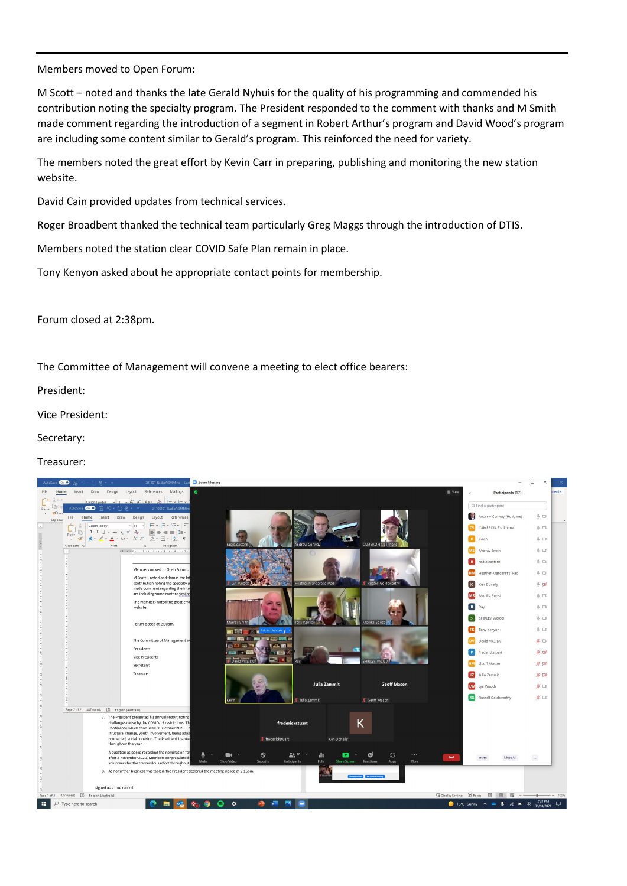Members moved to Open Forum:

M Scott – noted and thanks the late Gerald Nyhuis for the quality of his programming and commended his contribution noting the specialty program. The President responded to the comment with thanks and M Smith made comment regarding the introduction of a segment in Robert Arthur's program and David Wood's program are including some content similar to Gerald's program. This reinforced the need for variety.

The members noted the great effort by Kevin Carr in preparing, publishing and monitoring the new station website.

David Cain provided updates from technical services.

Roger Broadbent thanked the technical team particularly Greg Maggs through the introduction of DTIS.

Members noted the station clear COVID Safe Plan remain in place.

Tony Kenyon asked about he appropriate contact points for membership.

Forum closed at 2:38pm.

The Committee of Management will convene a meeting to elect office bearers:

President:

Vice President:

Secretary:

Treasurer: